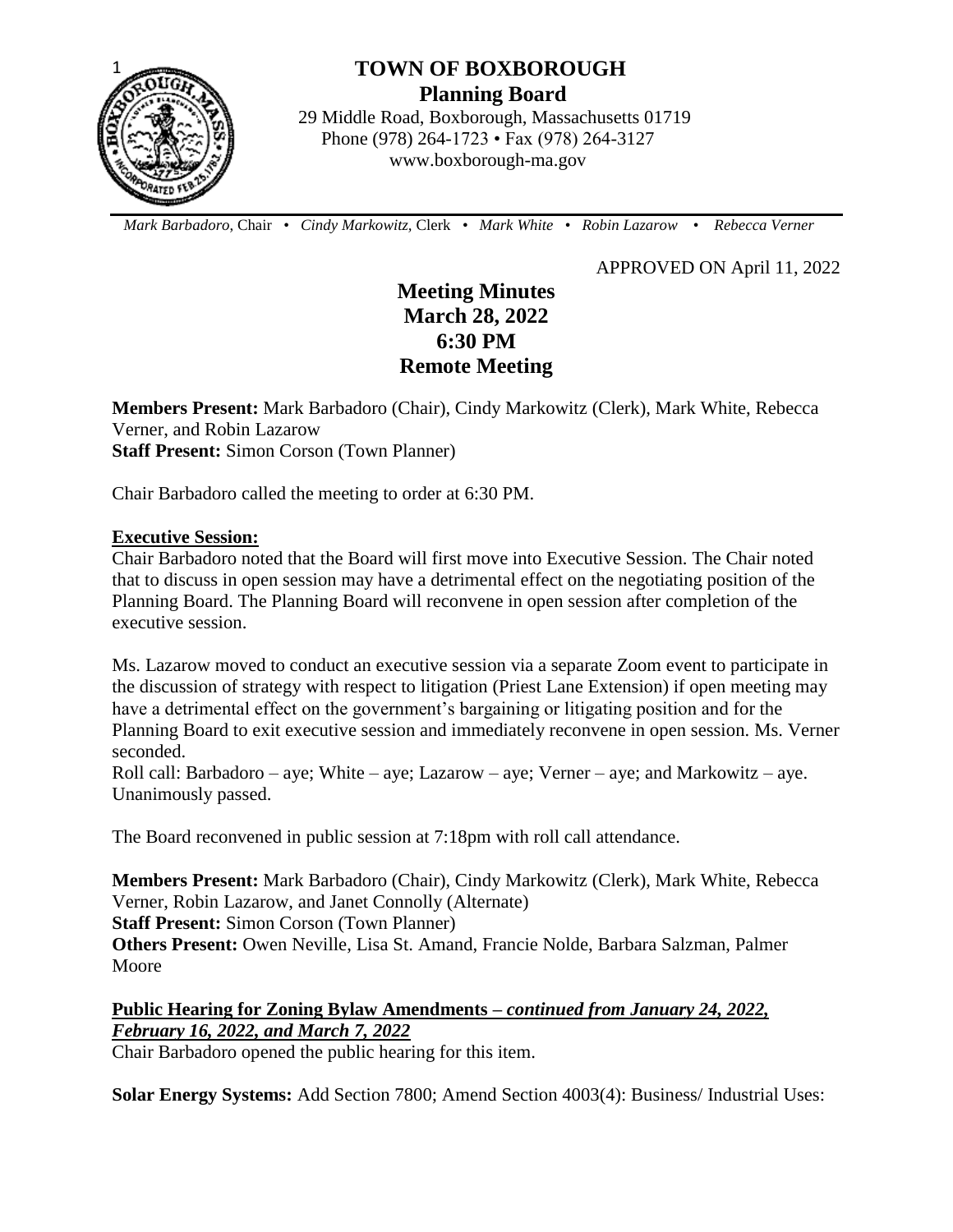# TOWN OF BOXBOROUGH

**Planning Board**

29 Middle Road, Boxborough, Massachusetts 01719
Phone (978) 264-1723 • Fax (978) 264-3127
www.boxborough-ma.gov

*Mark Barbadoro,* Chair • *Cindy Markowitz,* Clerk • *Mark White* • *Robin Lazarow* • *Rebecca Verner*

APPROVED ON April 11, 2022

## Meeting Minutes
## March 28, 2022
## 6:30 PM
## Remote Meeting

**Members Present:** Mark Barbadoro (Chair), Cindy Markowitz (Clerk), Mark White, Rebecca Verner, and Robin Lazarow
**Staff Present:** Simon Corson (Town Planner)

Chair Barbadoro called the meeting to order at 6:30 PM.

**Executive Session:**

Chair Barbadoro noted that the Board will first move into Executive Session. The Chair noted that to discuss in open session may have a detrimental effect on the negotiating position of the Planning Board. The Planning Board will reconvene in open session after completion of the executive session.

Ms. Lazarow moved to conduct an executive session via a separate Zoom event to participate in the discussion of strategy with respect to litigation (Priest Lane Extension) if open meeting may have a detrimental effect on the government's bargaining or litigating position and for the Planning Board to exit executive session and immediately reconvene in open session. Ms. Verner seconded.
Roll call: Barbadoro – aye; White – aye; Lazarow – aye; Verner – aye; and Markowitz – aye. Unanimously passed.

The Board reconvened in public session at 7:18pm with roll call attendance.

**Members Present:** Mark Barbadoro (Chair), Cindy Markowitz (Clerk), Mark White, Rebecca Verner, Robin Lazarow, and Janet Connolly (Alternate)
**Staff Present:** Simon Corson (Town Planner)
**Others Present:** Owen Neville, Lisa St. Amand, Francie Nolde, Barbara Salzman, Palmer Moore

**Public Hearing for Zoning Bylaw Amendments –** ***continued from January 24, 2022, February 16, 2022, and March 7, 2022***

Chair Barbadoro opened the public hearing for this item.

**Solar Energy Systems:** Add Section 7800; Amend Section 4003(4): Business/ Industrial Uses: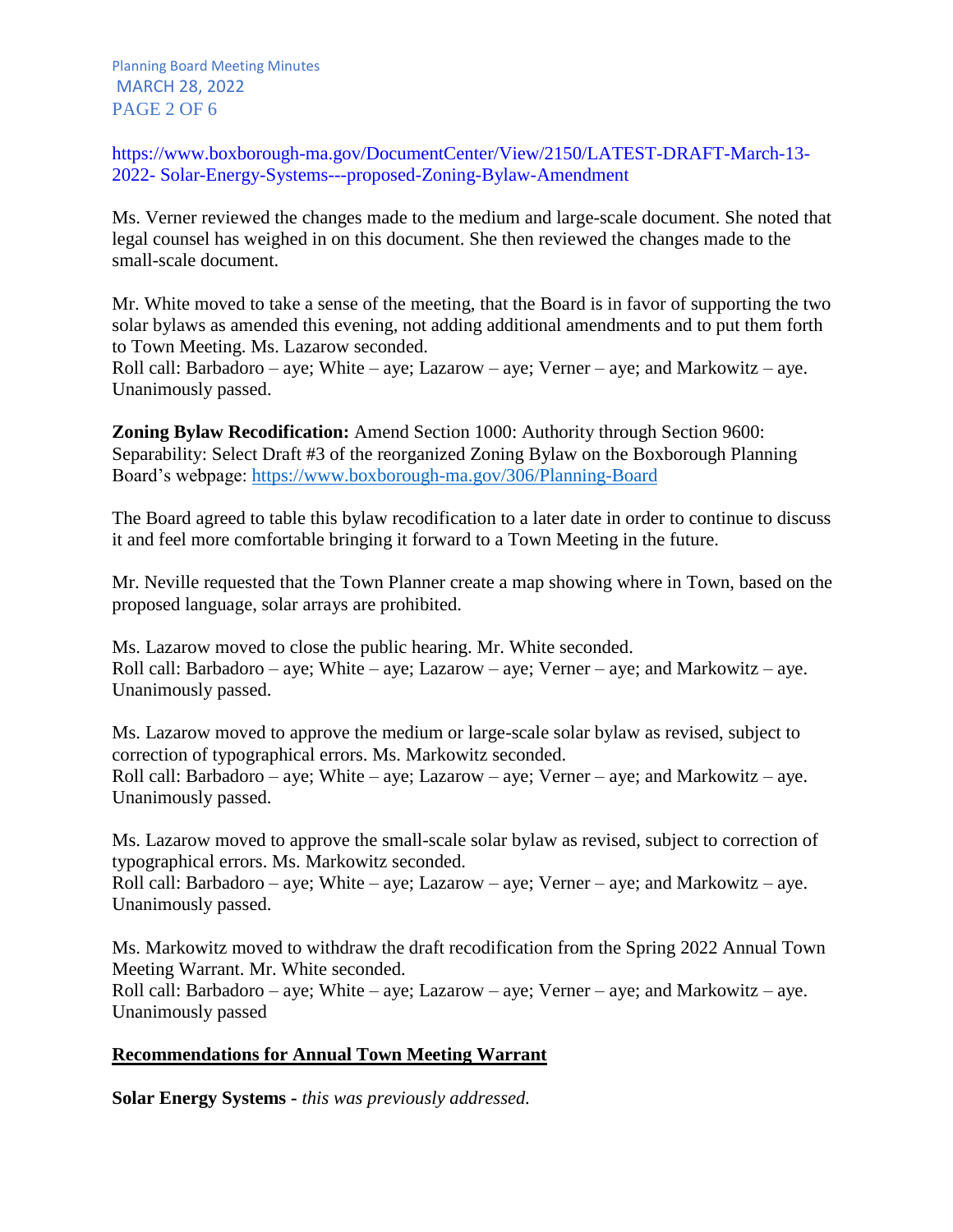https://www.boxborough-ma.gov/DocumentCenter/View/2150/LATEST-DRAFT-March-13-2022- Solar-Energy-Systems---proposed-Zoning-Bylaw-Amendment

Ms. Verner reviewed the changes made to the medium and large-scale document. She noted that legal counsel has weighed in on this document. She then reviewed the changes made to the small-scale document.

Mr. White moved to take a sense of the meeting, that the Board is in favor of supporting the two solar bylaws as amended this evening, not adding additional amendments and to put them forth to Town Meeting. Ms. Lazarow seconded.
Roll call: Barbadoro – aye; White – aye; Lazarow – aye; Verner – aye; and Markowitz – aye. Unanimously passed.

**Zoning Bylaw Recodification:** Amend Section 1000: Authority through Section 9600: Separability: Select Draft #3 of the reorganized Zoning Bylaw on the Boxborough Planning Board's webpage: https://www.boxborough-ma.gov/306/Planning-Board

The Board agreed to table this bylaw recodification to a later date in order to continue to discuss it and feel more comfortable bringing it forward to a Town Meeting in the future.

Mr. Neville requested that the Town Planner create a map showing where in Town, based on the proposed language, solar arrays are prohibited.

Ms. Lazarow moved to close the public hearing. Mr. White seconded.
Roll call: Barbadoro – aye; White – aye; Lazarow – aye; Verner – aye; and Markowitz – aye. Unanimously passed.

Ms. Lazarow moved to approve the medium or large-scale solar bylaw as revised, subject to correction of typographical errors. Ms. Markowitz seconded.
Roll call: Barbadoro – aye; White – aye; Lazarow – aye; Verner – aye; and Markowitz – aye. Unanimously passed.

Ms. Lazarow moved to approve the small-scale solar bylaw as revised, subject to correction of typographical errors. Ms. Markowitz seconded.
Roll call: Barbadoro – aye; White – aye; Lazarow – aye; Verner – aye; and Markowitz – aye. Unanimously passed.

Ms. Markowitz moved to withdraw the draft recodification from the Spring 2022 Annual Town Meeting Warrant. Mr. White seconded.
Roll call: Barbadoro – aye; White – aye; Lazarow – aye; Verner – aye; and Markowitz – aye. Unanimously passed

## Recommendations for Annual Town Meeting Warrant

**Solar Energy Systems -** *this was previously addressed.*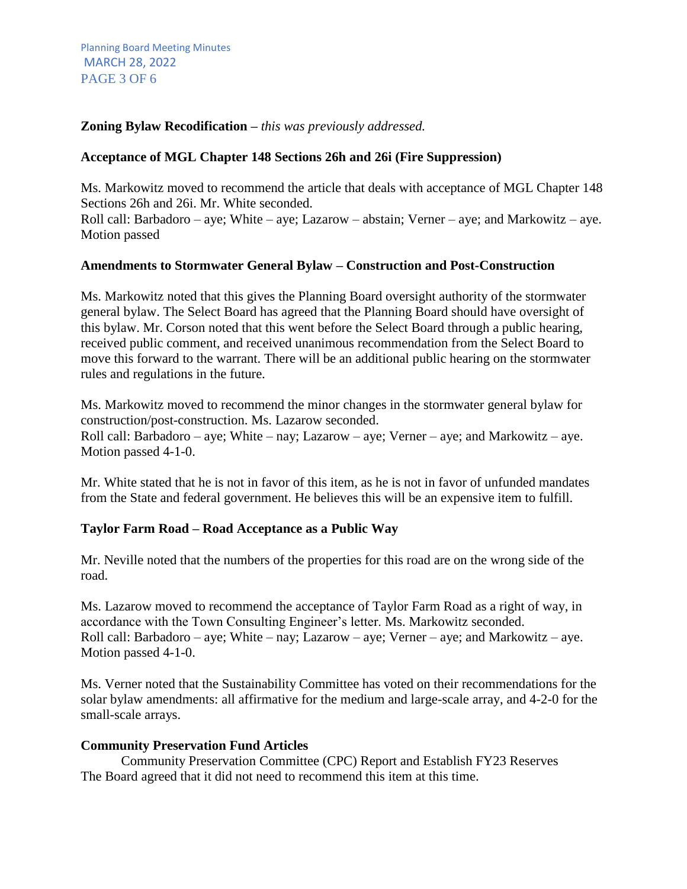**Zoning Bylaw Recodification –** *this was previously addressed.*

**Acceptance of MGL Chapter 148 Sections 26h and 26i (Fire Suppression)**

Ms. Markowitz moved to recommend the article that deals with acceptance of MGL Chapter 148 Sections 26h and 26i. Mr. White seconded.
Roll call: Barbadoro – aye; White – aye; Lazarow – abstain; Verner – aye; and Markowitz – aye. Motion passed

**Amendments to Stormwater General Bylaw – Construction and Post-Construction**

Ms. Markowitz noted that this gives the Planning Board oversight authority of the stormwater general bylaw. The Select Board has agreed that the Planning Board should have oversight of this bylaw. Mr. Corson noted that this went before the Select Board through a public hearing, received public comment, and received unanimous recommendation from the Select Board to move this forward to the warrant. There will be an additional public hearing on the stormwater rules and regulations in the future.

Ms. Markowitz moved to recommend the minor changes in the stormwater general bylaw for construction/post-construction. Ms. Lazarow seconded.
Roll call: Barbadoro – aye; White – nay; Lazarow – aye; Verner – aye; and Markowitz – aye. Motion passed 4-1-0.

Mr. White stated that he is not in favor of this item, as he is not in favor of unfunded mandates from the State and federal government. He believes this will be an expensive item to fulfill.

**Taylor Farm Road – Road Acceptance as a Public Way**

Mr. Neville noted that the numbers of the properties for this road are on the wrong side of the road.

Ms. Lazarow moved to recommend the acceptance of Taylor Farm Road as a right of way, in accordance with the Town Consulting Engineer's letter. Ms. Markowitz seconded.
Roll call: Barbadoro – aye; White – nay; Lazarow – aye; Verner – aye; and Markowitz – aye. Motion passed 4-1-0.

Ms. Verner noted that the Sustainability Committee has voted on their recommendations for the solar bylaw amendments: all affirmative for the medium and large-scale array, and 4-2-0 for the small-scale arrays.

**Community Preservation Fund Articles**

Community Preservation Committee (CPC) Report and Establish FY23 Reserves
The Board agreed that it did not need to recommend this item at this time.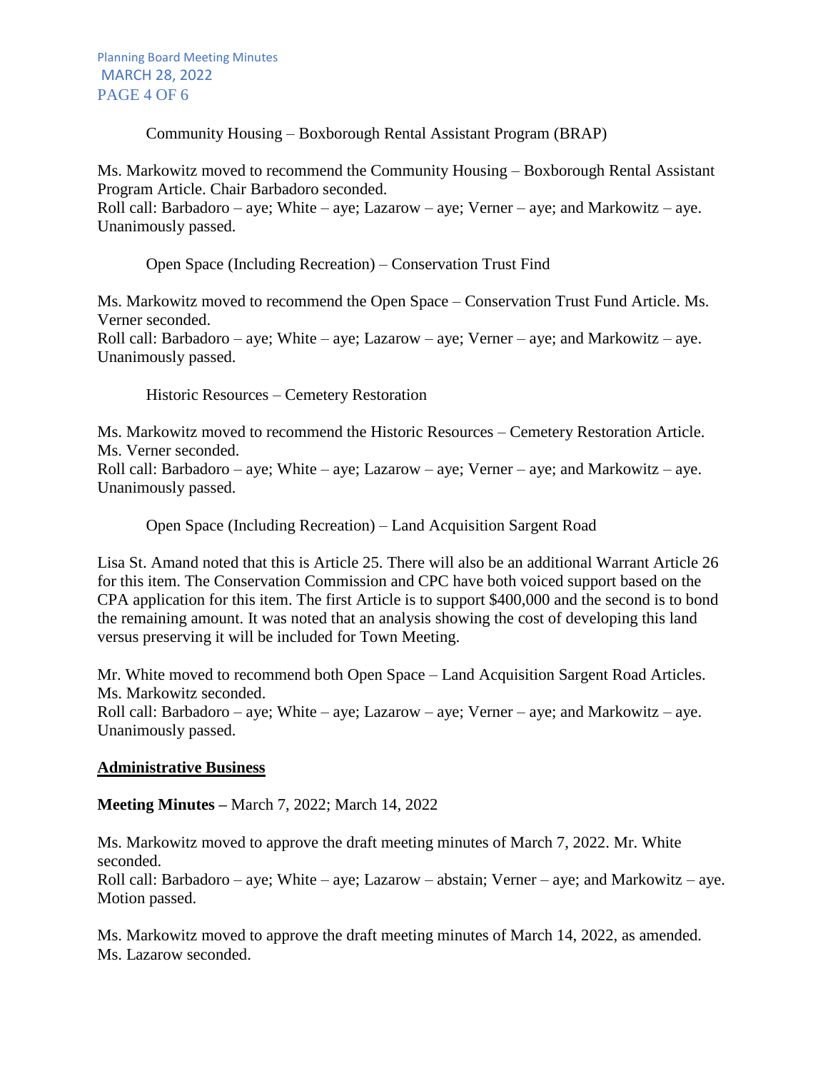Community Housing – Boxborough Rental Assistant Program (BRAP)

Ms. Markowitz moved to recommend the Community Housing – Boxborough Rental Assistant Program Article. Chair Barbadoro seconded.
Roll call: Barbadoro – aye; White – aye; Lazarow – aye; Verner – aye; and Markowitz – aye. Unanimously passed.

Open Space (Including Recreation) – Conservation Trust Find

Ms. Markowitz moved to recommend the Open Space – Conservation Trust Fund Article. Ms. Verner seconded.
Roll call: Barbadoro – aye; White – aye; Lazarow – aye; Verner – aye; and Markowitz – aye. Unanimously passed.

Historic Resources – Cemetery Restoration

Ms. Markowitz moved to recommend the Historic Resources – Cemetery Restoration Article. Ms. Verner seconded.
Roll call: Barbadoro – aye; White – aye; Lazarow – aye; Verner – aye; and Markowitz – aye. Unanimously passed.

Open Space (Including Recreation) – Land Acquisition Sargent Road

Lisa St. Amand noted that this is Article 25. There will also be an additional Warrant Article 26 for this item. The Conservation Commission and CPC have both voiced support based on the CPA application for this item. The first Article is to support $400,000 and the second is to bond the remaining amount. It was noted that an analysis showing the cost of developing this land versus preserving it will be included for Town Meeting.

Mr. White moved to recommend both Open Space – Land Acquisition Sargent Road Articles. Ms. Markowitz seconded.
Roll call: Barbadoro – aye; White – aye; Lazarow – aye; Verner – aye; and Markowitz – aye. Unanimously passed.

## Administrative Business

**Meeting Minutes –** March 7, 2022; March 14, 2022

Ms. Markowitz moved to approve the draft meeting minutes of March 7, 2022. Mr. White seconded.
Roll call: Barbadoro – aye; White – aye; Lazarow – abstain; Verner – aye; and Markowitz – aye. Motion passed.

Ms. Markowitz moved to approve the draft meeting minutes of March 14, 2022, as amended. Ms. Lazarow seconded.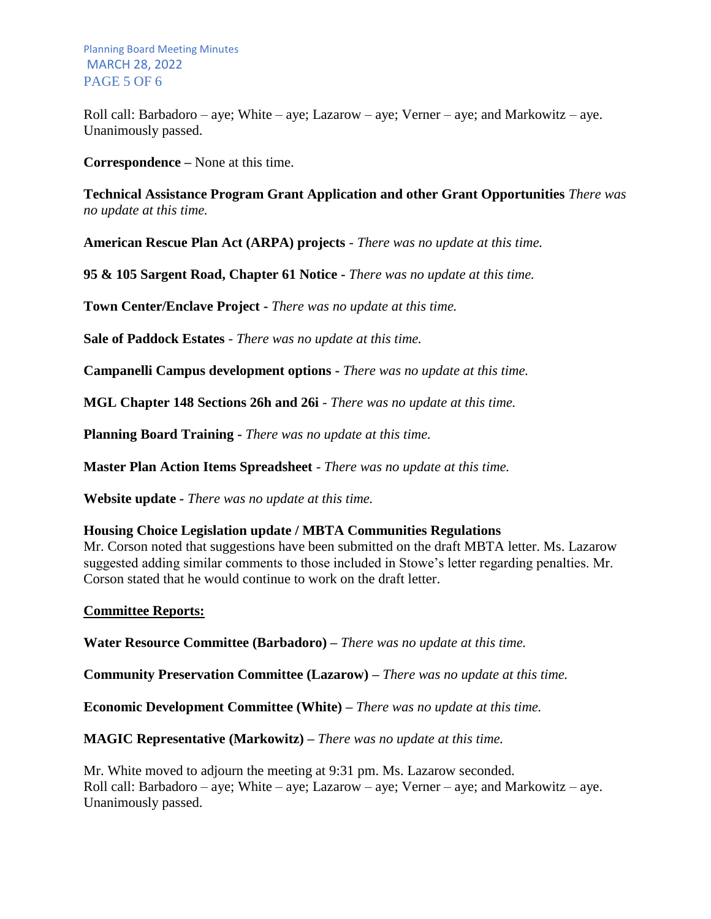Roll call: Barbadoro – aye; White – aye; Lazarow – aye; Verner – aye; and Markowitz – aye. Unanimously passed.

**Correspondence –** None at this time.

**Technical Assistance Program Grant Application and other Grant Opportunities** *There was no update at this time.*

**American Rescue Plan Act (ARPA) projects** - *There was no update at this time.*

**95 & 105 Sargent Road, Chapter 61 Notice -** *There was no update at this time.*

**Town Center/Enclave Project -** *There was no update at this time.*

**Sale of Paddock Estates** - *There was no update at this time.*

**Campanelli Campus development options -** *There was no update at this time.*

**MGL Chapter 148 Sections 26h and 26i** - *There was no update at this time.*

**Planning Board Training -** *There was no update at this time.*

**Master Plan Action Items Spreadsheet** - *There was no update at this time.*

**Website update -** *There was no update at this time.*

**Housing Choice Legislation update / MBTA Communities Regulations**
Mr. Corson noted that suggestions have been submitted on the draft MBTA letter. Ms. Lazarow suggested adding similar comments to those included in Stowe's letter regarding penalties. Mr. Corson stated that he would continue to work on the draft letter.

**Committee Reports:**

**Water Resource Committee (Barbadoro) –** *There was no update at this time.*

**Community Preservation Committee (Lazarow) –** *There was no update at this time.*

**Economic Development Committee (White) –** *There was no update at this time.*

**MAGIC Representative (Markowitz) –** *There was no update at this time.*

Mr. White moved to adjourn the meeting at 9:31 pm. Ms. Lazarow seconded.
Roll call: Barbadoro – aye; White – aye; Lazarow – aye; Verner – aye; and Markowitz – aye. Unanimously passed.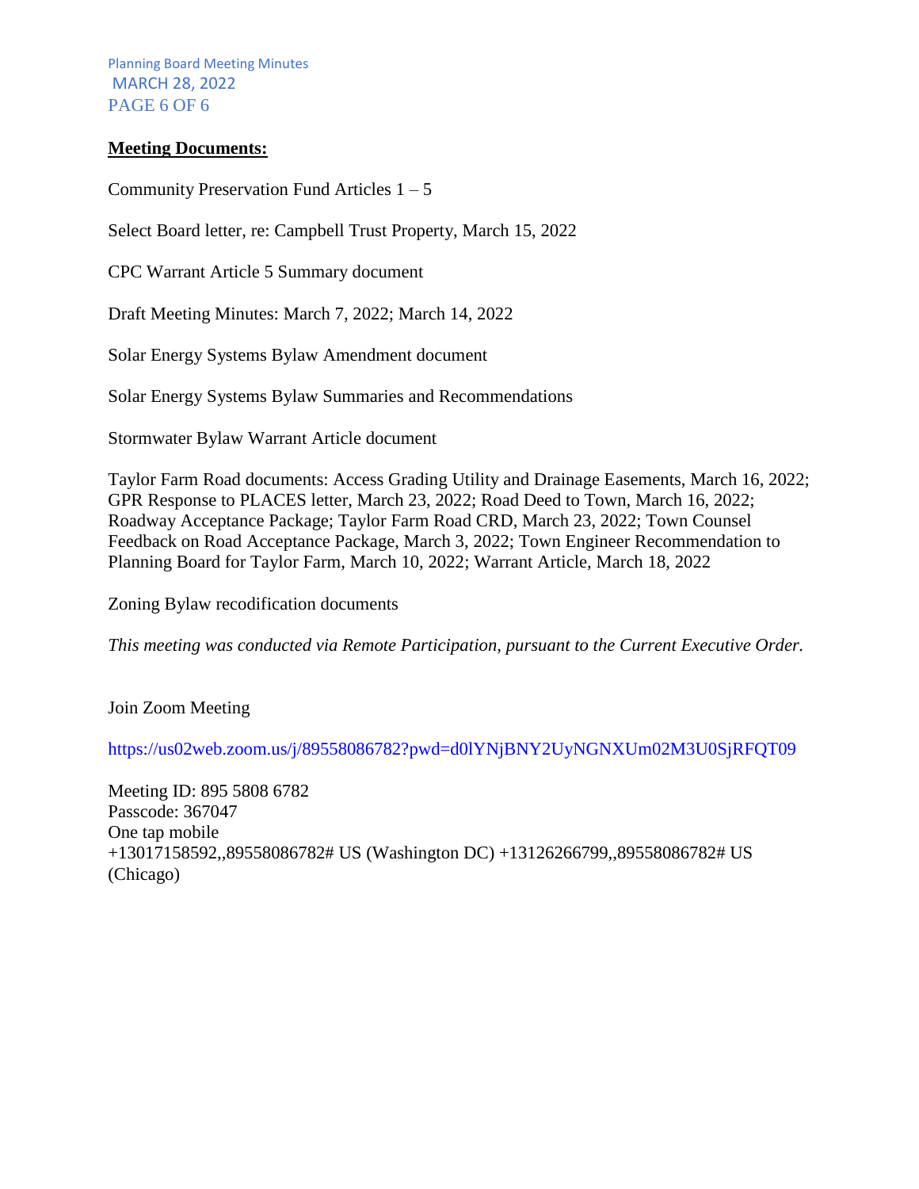**Meeting Documents:**

Community Preservation Fund Articles 1 – 5

Select Board letter, re: Campbell Trust Property, March 15, 2022

CPC Warrant Article 5 Summary document

Draft Meeting Minutes: March 7, 2022; March 14, 2022

Solar Energy Systems Bylaw Amendment document

Solar Energy Systems Bylaw Summaries and Recommendations

Stormwater Bylaw Warrant Article document

Taylor Farm Road documents: Access Grading Utility and Drainage Easements, March 16, 2022; GPR Response to PLACES letter, March 23, 2022; Road Deed to Town, March 16, 2022; Roadway Acceptance Package; Taylor Farm Road CRD, March 23, 2022; Town Counsel Feedback on Road Acceptance Package, March 3, 2022; Town Engineer Recommendation to Planning Board for Taylor Farm, March 10, 2022; Warrant Article, March 18, 2022

Zoning Bylaw recodification documents

*This meeting was conducted via Remote Participation, pursuant to the Current Executive Order.*

Join Zoom Meeting

https://us02web.zoom.us/j/89558086782?pwd=d0lYNjBNY2UyNGNXUm02M3U0SjRFQT09

Meeting ID: 895 5808 6782
Passcode: 367047
One tap mobile
+13017158592,,89558086782# US (Washington DC) +13126266799,,89558086782# US (Chicago)